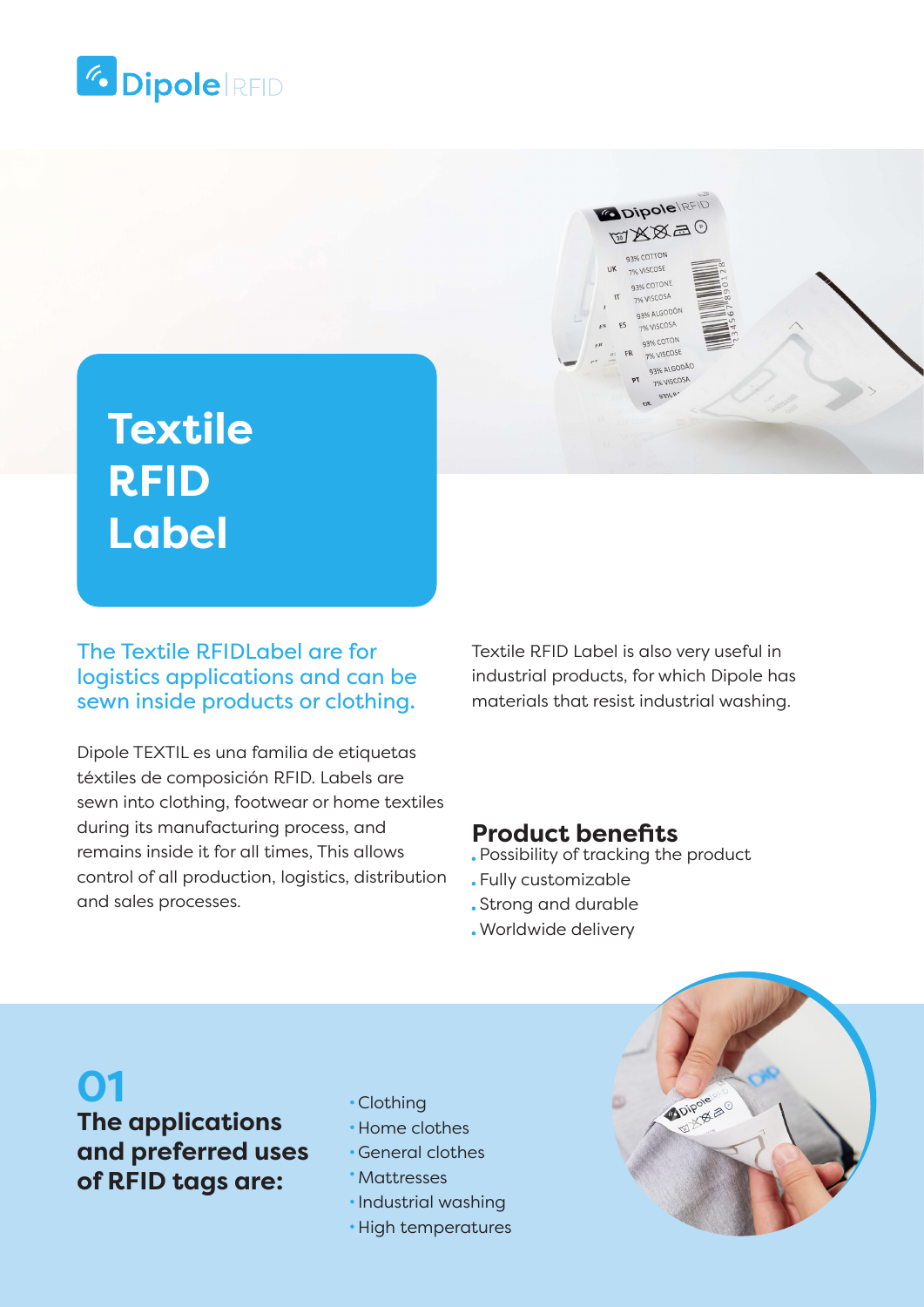Dipole | RFID

# Textile RFID Label

## The Textile RFIDLabel are for logistics applications and can be sewn inside products or clothing.

Dipole TEXTIL es una familia de etiquetas téxtiles de composición RFID. Labels are sewn into clothing, footwear or home textiles during its manufacturing process, and remains inside it for all times, This allows control of all production, logistics, distribution and sales processes.

Textile RFID Label is also very useful in industrial products, for which Dipole has materials that resist industrial washing.

## Product benefits

- Possibility of tracking the product
- Fully customizable
- Strong and durable
- Worldwide delivery

## 01

### The applications and preferred uses of RFID tags are:

- Clothing
- Home clothes
- General clothes
- Mattresses
- Industrial washing
- High temperatures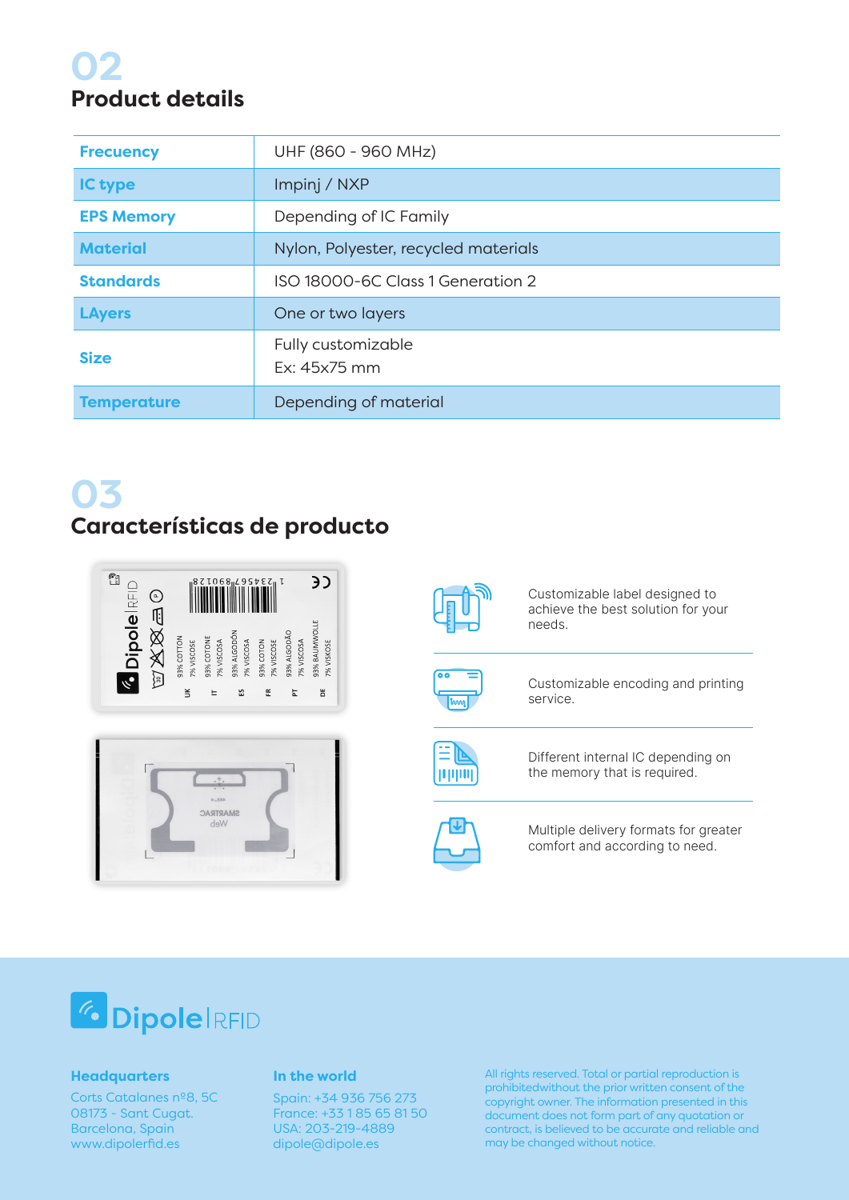# 02
## Product details

| | |
|---|---|
| **Frecuency** | UHF (860 - 960 MHz) |
| **IC type** | Impinj / NXP |
| **EPS Memory** | Depending of IC Family |
| **Material** | Nylon, Polyester, recycled materials |
| **Standards** | ISO 18000-6C Class 1 Generation 2 |
| **LAyers** | One or two layers |
| **Size** | Fully customizable<br>Ex: 45x75 mm |
| **Temperature** | Depending of material |

# 03
## Características de producto

Customizable label designed to achieve the best solution for your needs.

Customizable encoding and printing service.

Different internal IC depending on the memory that is required.

Multiple delivery formats for greater comfort and according to need.

Dipole | RFID

**Headquarters**

Corts Catalanes nº8, 5C
08173 - Sant Cugat.
Barcelona, Spain
www.dipolerfid.es

**In the world**

Spain: +34 936 756 273
France: +33 1 85 65 81 50
USA: 203-219-4889
dipole@dipole.es

All rights reserved. Total or partial reproduction is prohibitedwithout the prior written consent of the copyright owner. The information presented in this document does not form part of any quotation or contract, is believed to be accurate and reliable and may be changed without notice.